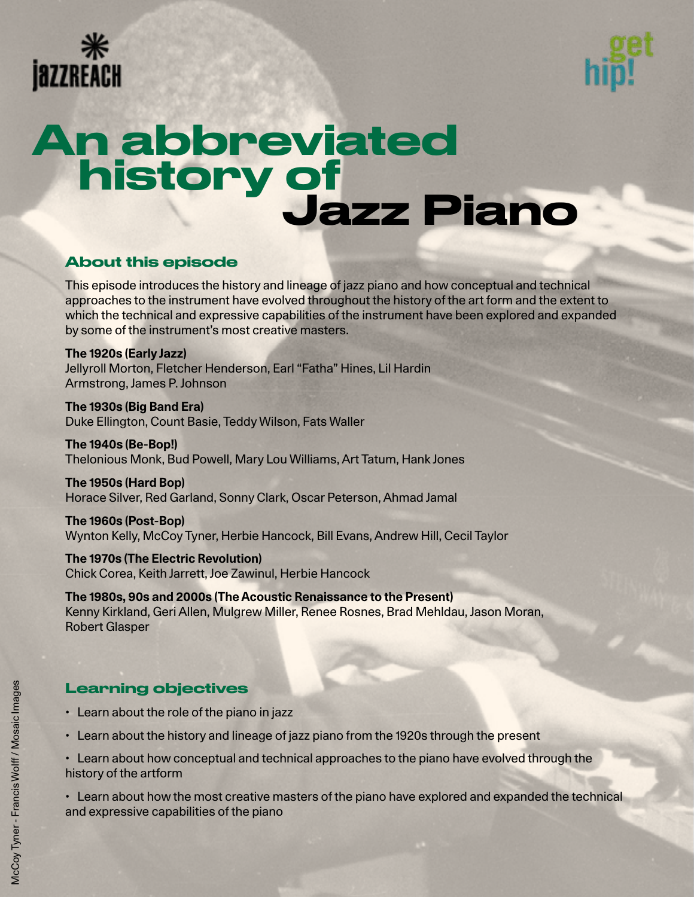jazzreach

get hip!

# An abbreviated history of Jazz Piano

## About this episode

This episode introduces the history and lineage of jazz piano and how conceptual and technical approaches to the instrument have evolved throughout the history of the art form and the extent to which the technical and expressive capabilities of the instrument have been explored and expanded by some of the instrument's most creative masters.

**The 1920s (Early Jazz)**
Jellyroll Morton, Fletcher Henderson, Earl "Fatha" Hines, Lil Hardin Armstrong, James P. Johnson

**The 1930s (Big Band Era)**
Duke Ellington, Count Basie, Teddy Wilson, Fats Waller

**The 1940s (Be-Bop!)**
Thelonious Monk, Bud Powell, Mary Lou Williams, Art Tatum, Hank Jones

**The 1950s (Hard Bop)**
Horace Silver, Red Garland, Sonny Clark, Oscar Peterson, Ahmad Jamal

**The 1960s (Post-Bop)**
Wynton Kelly, McCoy Tyner, Herbie Hancock, Bill Evans, Andrew Hill, Cecil Taylor

**The 1970s (The Electric Revolution)**
Chick Corea, Keith Jarrett, Joe Zawinul, Herbie Hancock

**The 1980s, 90s and 2000s (The Acoustic Renaissance to the Present)**
Kenny Kirkland, Geri Allen, Mulgrew Miller, Renee Rosnes, Brad Mehldau, Jason Moran, Robert Glasper

## Learning objectives

- Learn about the role of the piano in jazz
- Learn about the history and lineage of jazz piano from the 1920s through the present
- Learn about how conceptual and technical approaches to the piano have evolved through the history of the artform
- Learn about how the most creative masters of the piano have explored and expanded the technical and expressive capabilities of the piano

McCoy Tyner - Francis Wolff / Mosaic Images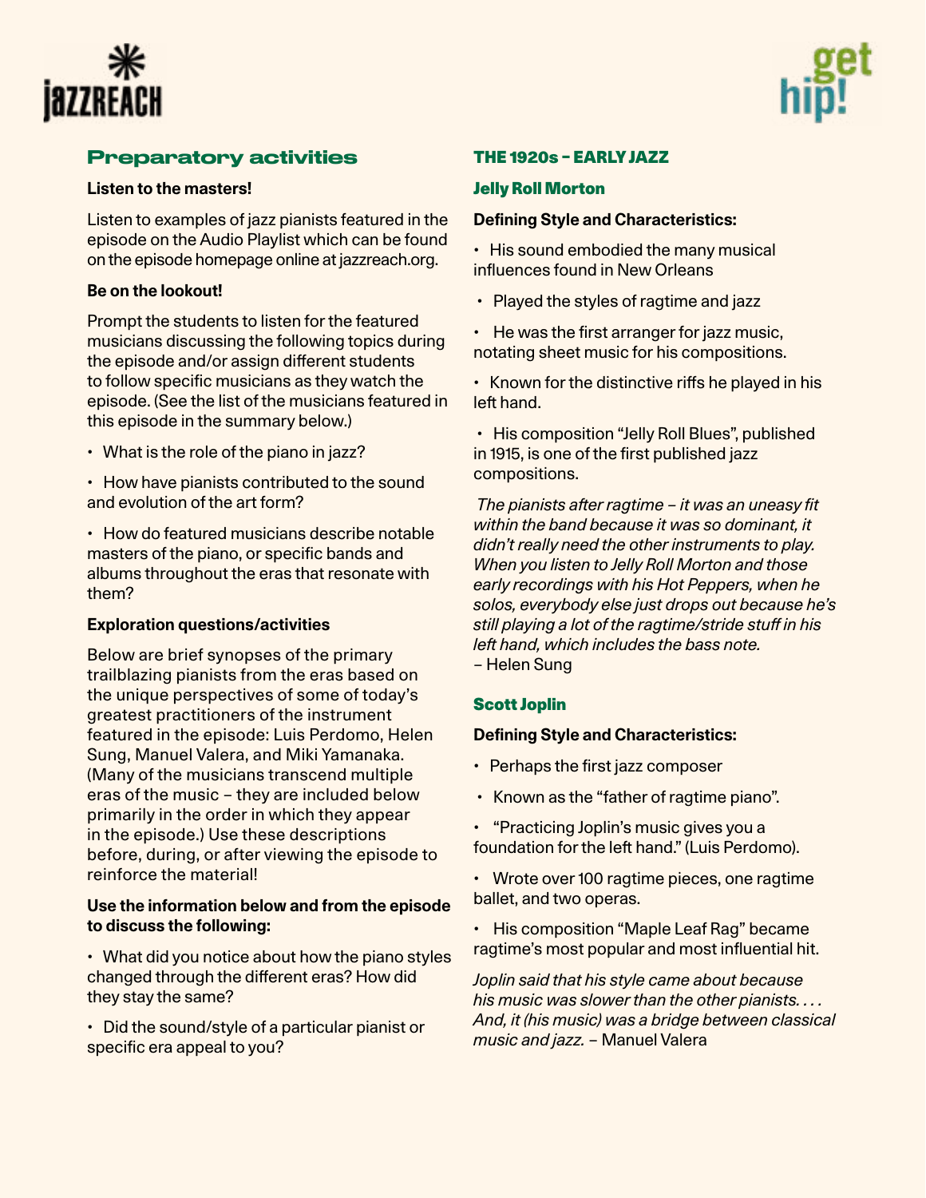## Preparatory activities

**Listen to the masters!**

Listen to examples of jazz pianists featured in the episode on the Audio Playlist which can be found on the episode homepage online at jazzreach.org.

**Be on the lookout!**

Prompt the students to listen for the featured musicians discussing the following topics during the episode and/or assign different students to follow specific musicians as they watch the episode. (See the list of the musicians featured in this episode in the summary below.)

- What is the role of the piano in jazz?
- How have pianists contributed to the sound and evolution of the art form?
- How do featured musicians describe notable masters of the piano, or specific bands and albums throughout the eras that resonate with them?

**Exploration questions/activities**

Below are brief synopses of the primary trailblazing pianists from the eras based on the unique perspectives of some of today's greatest practitioners of the instrument featured in the episode: Luis Perdomo, Helen Sung, Manuel Valera, and Miki Yamanaka. (Many of the musicians transcend multiple eras of the music – they are included below primarily in the order in which they appear in the episode.) Use these descriptions before, during, or after viewing the episode to reinforce the material!

**Use the information below and from the episode to discuss the following:**

- What did you notice about how the piano styles changed through the different eras? How did they stay the same?
- Did the sound/style of a particular pianist or specific era appeal to you?

### THE 1920s – EARLY JAZZ

#### Jelly Roll Morton

**Defining Style and Characteristics:**

- His sound embodied the many musical influences found in New Orleans
- Played the styles of ragtime and jazz
- He was the first arranger for jazz music, notating sheet music for his compositions.
- Known for the distinctive riffs he played in his left hand.
- His composition "Jelly Roll Blues", published in 1915, is one of the first published jazz compositions.

*The pianists after ragtime – it was an uneasy fit within the band because it was so dominant, it didn't really need the other instruments to play. When you listen to Jelly Roll Morton and those early recordings with his Hot Peppers, when he solos, everybody else just drops out because he's still playing a lot of the ragtime/stride stuff in his left hand, which includes the bass note.*
– Helen Sung

#### Scott Joplin

**Defining Style and Characteristics:**

- Perhaps the first jazz composer
- Known as the "father of ragtime piano".
- "Practicing Joplin's music gives you a foundation for the left hand." (Luis Perdomo).
- Wrote over 100 ragtime pieces, one ragtime ballet, and two operas.
- His composition "Maple Leaf Rag" became ragtime's most popular and most influential hit.

*Joplin said that his style came about because his music was slower than the other pianists. . . . And, it (his music) was a bridge between classical music and jazz.* – Manuel Valera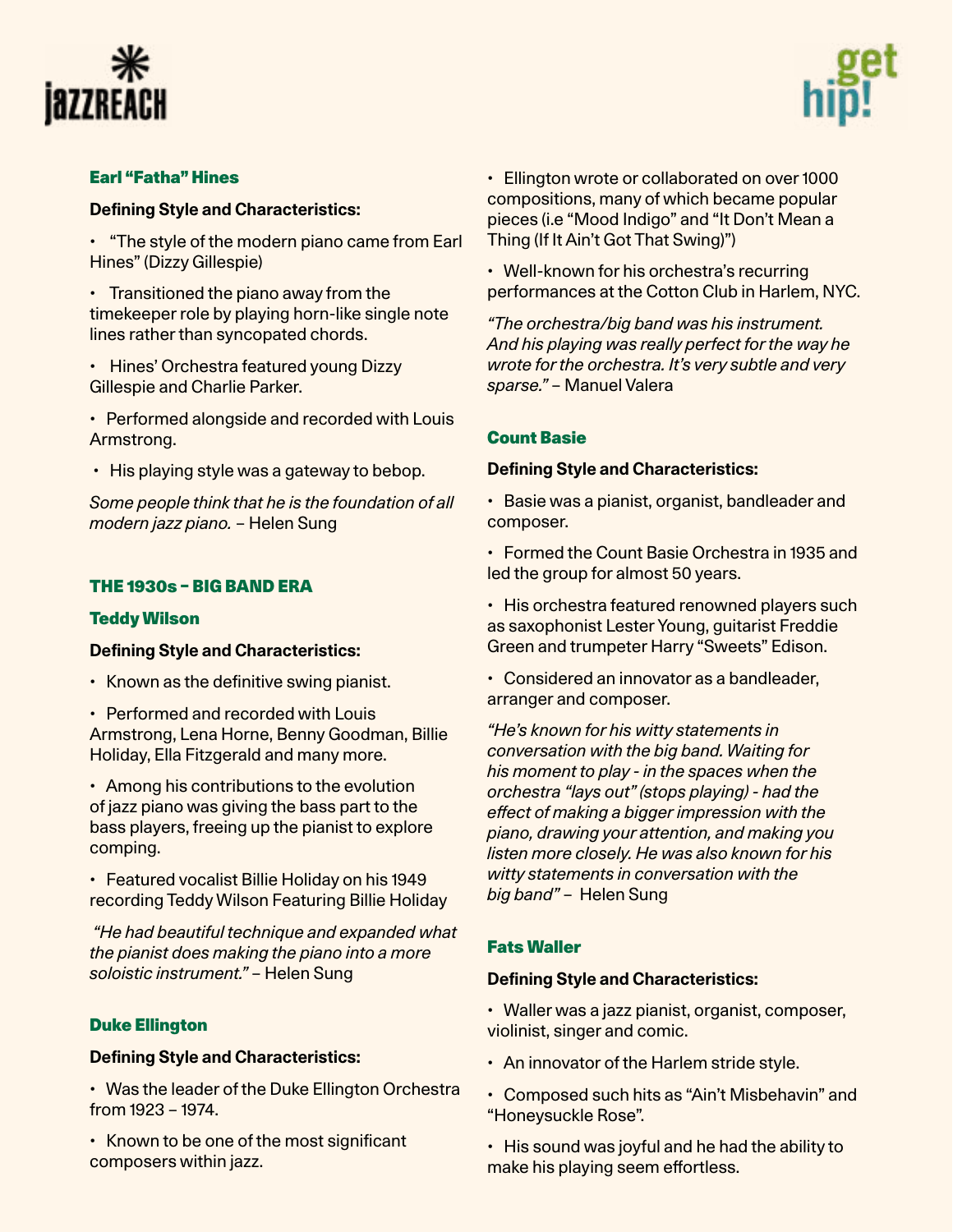### Earl "Fatha" Hines

**Defining Style and Characteristics:**

- "The style of the modern piano came from Earl Hines" (Dizzy Gillespie)
- Transitioned the piano away from the timekeeper role by playing horn-like single note lines rather than syncopated chords.
- Hines' Orchestra featured young Dizzy Gillespie and Charlie Parker.
- Performed alongside and recorded with Louis Armstrong.
- His playing style was a gateway to bebop.

*Some people think that he is the foundation of all modern jazz piano.* – Helen Sung

## THE 1930s – BIG BAND ERA

### Teddy Wilson

**Defining Style and Characteristics:**

- Known as the definitive swing pianist.
- Performed and recorded with Louis Armstrong, Lena Horne, Benny Goodman, Billie Holiday, Ella Fitzgerald and many more.
- Among his contributions to the evolution of jazz piano was giving the bass part to the bass players, freeing up the pianist to explore comping.
- Featured vocalist Billie Holiday on his 1949 recording Teddy Wilson Featuring Billie Holiday

*"He had beautiful technique and expanded what the pianist does making the piano into a more soloistic instrument."* – Helen Sung

### Duke Ellington

**Defining Style and Characteristics:**

- Was the leader of the Duke Ellington Orchestra from 1923 – 1974.
- Known to be one of the most significant composers within jazz.
- Ellington wrote or collaborated on over 1000 compositions, many of which became popular pieces (i.e "Mood Indigo" and "It Don't Mean a Thing (If It Ain't Got That Swing)")
- Well-known for his orchestra's recurring performances at the Cotton Club in Harlem, NYC.

*"The orchestra/big band was his instrument. And his playing was really perfect for the way he wrote for the orchestra. It's very subtle and very sparse."* – Manuel Valera

### Count Basie

**Defining Style and Characteristics:**

- Basie was a pianist, organist, bandleader and composer.
- Formed the Count Basie Orchestra in 1935 and led the group for almost 50 years.
- His orchestra featured renowned players such as saxophonist Lester Young, guitarist Freddie Green and trumpeter Harry "Sweets" Edison.
- Considered an innovator as a bandleader, arranger and composer.

*"He's known for his witty statements in conversation with the big band. Waiting for his moment to play - in the spaces when the orchestra "lays out" (stops playing) - had the effect of making a bigger impression with the piano, drawing your attention, and making you listen more closely. He was also known for his witty statements in conversation with the big band"* – Helen Sung

### Fats Waller

**Defining Style and Characteristics:**

- Waller was a jazz pianist, organist, composer, violinist, singer and comic.
- An innovator of the Harlem stride style.
- Composed such hits as "Ain't Misbehavin" and "Honeysuckle Rose".
- His sound was joyful and he had the ability to make his playing seem effortless.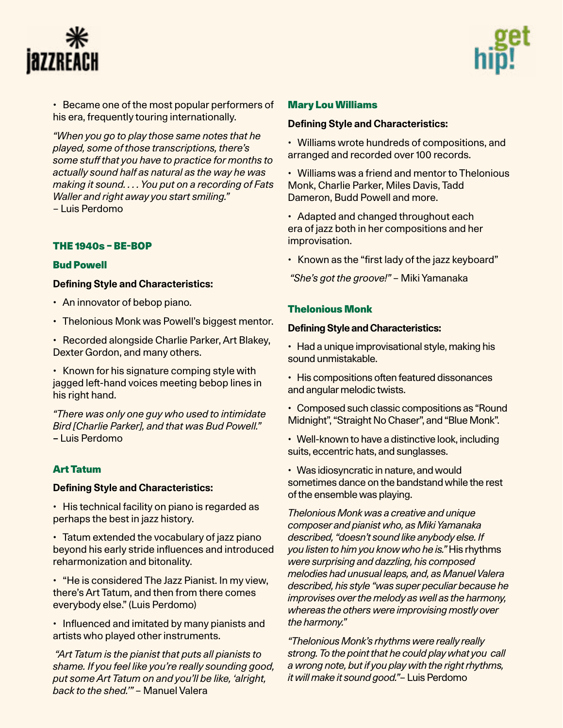- Became one of the most popular performers of his era, frequently touring internationally.

*"When you go to play those same notes that he played, some of those transcriptions, there's some stuff that you have to practice for months to actually sound half as natural as the way he was making it sound. . . . You put on a recording of Fats Waller and right away you start smiling."*
– Luis Perdomo

## THE 1940s – BE-BOP

### Bud Powell

**Defining Style and Characteristics:**

- An innovator of bebop piano.
- Thelonious Monk was Powell's biggest mentor.
- Recorded alongside Charlie Parker, Art Blakey, Dexter Gordon, and many others.
- Known for his signature comping style with jagged left-hand voices meeting bebop lines in his right hand.

*"There was only one guy who used to intimidate Bird [Charlie Parker], and that was Bud Powell."*
– Luis Perdomo

### Art Tatum

**Defining Style and Characteristics:**

- His technical facility on piano is regarded as perhaps the best in jazz history.
- Tatum extended the vocabulary of jazz piano beyond his early stride influences and introduced reharmonization and bitonality.
- "He is considered The Jazz Pianist. In my view, there's Art Tatum, and then from there comes everybody else." (Luis Perdomo)
- Influenced and imitated by many pianists and artists who played other instruments.

*"Art Tatum is the pianist that puts all pianists to shame. If you feel like you're really sounding good, put some Art Tatum on and you'll be like, 'alright, back to the shed.'"* – Manuel Valera

### Mary Lou Williams

**Defining Style and Characteristics:**

- Williams wrote hundreds of compositions, and arranged and recorded over 100 records.
- Williams was a friend and mentor to Thelonious Monk, Charlie Parker, Miles Davis, Tadd Dameron, Bud Powell and more.
- Adapted and changed throughout each era of jazz both in her compositions and her improvisation.
- Known as the "first lady of the jazz keyboard"

*"She's got the groove!"* – Miki Yamanaka

### Thelonious Monk

**Defining Style and Characteristics:**

- Had a unique improvisational style, making his sound unmistakable.
- His compositions often featured dissonances and angular melodic twists.
- Composed such classic compositions as "Round Midnight", "Straight No Chaser", and "Blue Monk".
- Well-known to have a distinctive look, including suits, eccentric hats, and sunglasses.
- Was idiosyncratic in nature, and would sometimes dance on the bandstand while the rest of the ensemble was playing.

*Thelonious Monk was a creative and unique composer and pianist who, as Miki Yamanaka described, "doesn't sound like anybody else. If you listen to him you know who he is."* His rhythms *were surprising and dazzling, his composed melodies had unusual leaps, and, as Manuel Valera described, his style "was super peculiar because he improvises over the melody as well as the harmony, whereas the others were improvising mostly over the harmony."*

*"Thelonious Monk's rhythms were really really strong. To the point that he could play what you call a wrong note, but if you play with the right rhythms, it will make it sound good."*– Luis Perdomo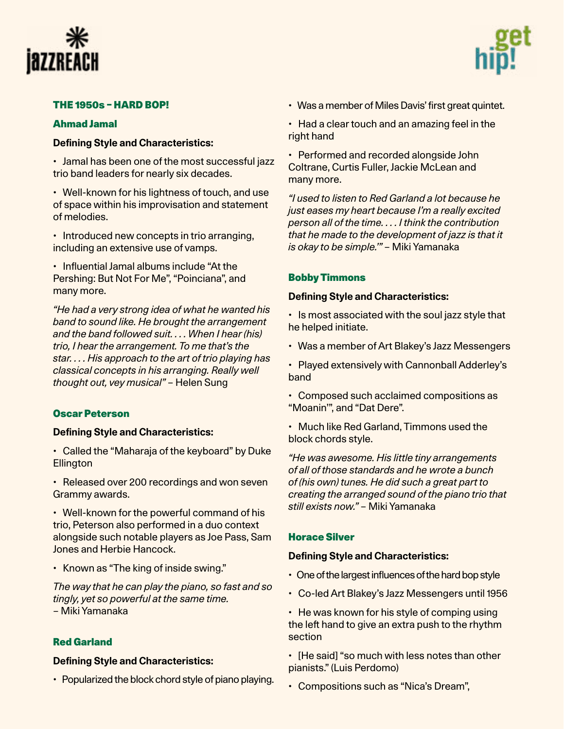## THE 1950s – HARD BOP!

### Ahmad Jamal

**Defining Style and Characteristics:**

- Jamal has been one of the most successful jazz trio band leaders for nearly six decades.
- Well-known for his lightness of touch, and use of space within his improvisation and statement of melodies.
- Introduced new concepts in trio arranging, including an extensive use of vamps.
- Influential Jamal albums include "At the Pershing: But Not For Me", "Poinciana", and many more.

*"He had a very strong idea of what he wanted his band to sound like. He brought the arrangement and the band followed suit. . . . When I hear (his) trio, I hear the arrangement. To me that's the star. . . . His approach to the art of trio playing has classical concepts in his arranging. Really well thought out, vey musical"* – Helen Sung

### Oscar Peterson

**Defining Style and Characteristics:**

- Called the "Maharaja of the keyboard" by Duke Ellington
- Released over 200 recordings and won seven Grammy awards.
- Well-known for the powerful command of his trio, Peterson also performed in a duo context alongside such notable players as Joe Pass, Sam Jones and Herbie Hancock.
- Known as "The king of inside swing."

*The way that he can play the piano, so fast and so tingly, yet so powerful at the same time.*
– Miki Yamanaka

### Red Garland

**Defining Style and Characteristics:**

- Popularized the block chord style of piano playing.
- Was a member of Miles Davis' first great quintet.
- Had a clear touch and an amazing feel in the right hand
- Performed and recorded alongside John Coltrane, Curtis Fuller, Jackie McLean and many more.

*"I used to listen to Red Garland a lot because he just eases my heart because I'm a really excited person all of the time. . . . I think the contribution that he made to the development of jazz is that it is okay to be simple.'"* – Miki Yamanaka

### Bobby Timmons

**Defining Style and Characteristics:**

- Is most associated with the soul jazz style that he helped initiate.
- Was a member of Art Blakey's Jazz Messengers
- Played extensively with Cannonball Adderley's band
- Composed such acclaimed compositions as "Moanin'", and "Dat Dere".
- Much like Red Garland, Timmons used the block chords style.

*"He was awesome. His little tiny arrangements of all of those standards and he wrote a bunch of (his own) tunes. He did such a great part to creating the arranged sound of the piano trio that still exists now."* – Miki Yamanaka

### Horace Silver

**Defining Style and Characteristics:**

- One of the largest influences of the hard bop style
- Co-led Art Blakey's Jazz Messengers until 1956
- He was known for his style of comping using the left hand to give an extra push to the rhythm section
- [He said] "so much with less notes than other pianists." (Luis Perdomo)
- Compositions such as "Nica's Dream",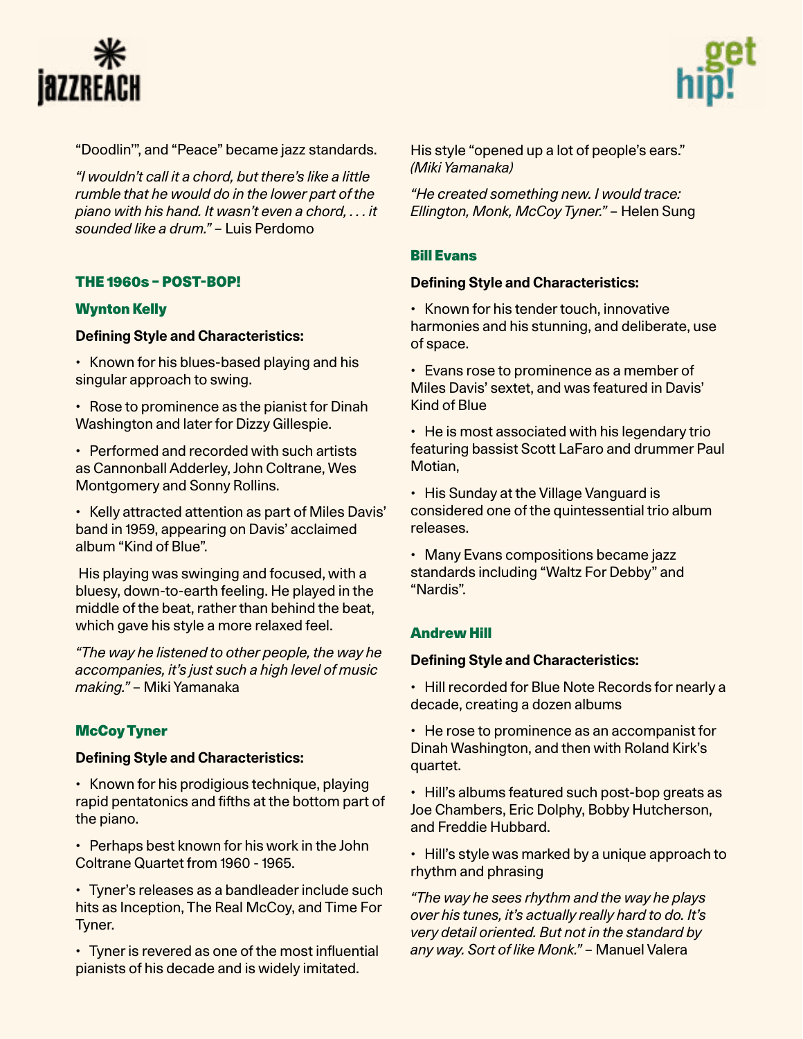"Doodlin'", and "Peace" became jazz standards.

*"I wouldn't call it a chord, but there's like a little rumble that he would do in the lower part of the piano with his hand. It wasn't even a chord, . . . it sounded like a drum."* – Luis Perdomo

## THE 1960s – POST-BOP!

### Wynton Kelly

**Defining Style and Characteristics:**

• Known for his blues-based playing and his singular approach to swing.

• Rose to prominence as the pianist for Dinah Washington and later for Dizzy Gillespie.

• Performed and recorded with such artists as Cannonball Adderley, John Coltrane, Wes Montgomery and Sonny Rollins.

• Kelly attracted attention as part of Miles Davis' band in 1959, appearing on Davis' acclaimed album "Kind of Blue".

His playing was swinging and focused, with a bluesy, down-to-earth feeling. He played in the middle of the beat, rather than behind the beat, which gave his style a more relaxed feel.

*"The way he listened to other people, the way he accompanies, it's just such a high level of music making."* – Miki Yamanaka

### McCoy Tyner

**Defining Style and Characteristics:**

• Known for his prodigious technique, playing rapid pentatonics and fifths at the bottom part of the piano.

• Perhaps best known for his work in the John Coltrane Quartet from 1960 - 1965.

• Tyner's releases as a bandleader include such hits as Inception, The Real McCoy, and Time For Tyner.

• Tyner is revered as one of the most influential pianists of his decade and is widely imitated.

His style "opened up a lot of people's ears." *(Miki Yamanaka)*

*"He created something new. I would trace: Ellington, Monk, McCoy Tyner."* – Helen Sung

### Bill Evans

**Defining Style and Characteristics:**

• Known for his tender touch, innovative harmonies and his stunning, and deliberate, use of space.

• Evans rose to prominence as a member of Miles Davis' sextet, and was featured in Davis' Kind of Blue

• He is most associated with his legendary trio featuring bassist Scott LaFaro and drummer Paul Motian,

• His Sunday at the Village Vanguard is considered one of the quintessential trio album releases.

• Many Evans compositions became jazz standards including "Waltz For Debby" and "Nardis".

### Andrew Hill

**Defining Style and Characteristics:**

• Hill recorded for Blue Note Records for nearly a decade, creating a dozen albums

• He rose to prominence as an accompanist for Dinah Washington, and then with Roland Kirk's quartet.

• Hill's albums featured such post-bop greats as Joe Chambers, Eric Dolphy, Bobby Hutcherson, and Freddie Hubbard.

• Hill's style was marked by a unique approach to rhythm and phrasing

*"The way he sees rhythm and the way he plays over his tunes, it's actually really hard to do. It's very detail oriented. But not in the standard by any way. Sort of like Monk."* – Manuel Valera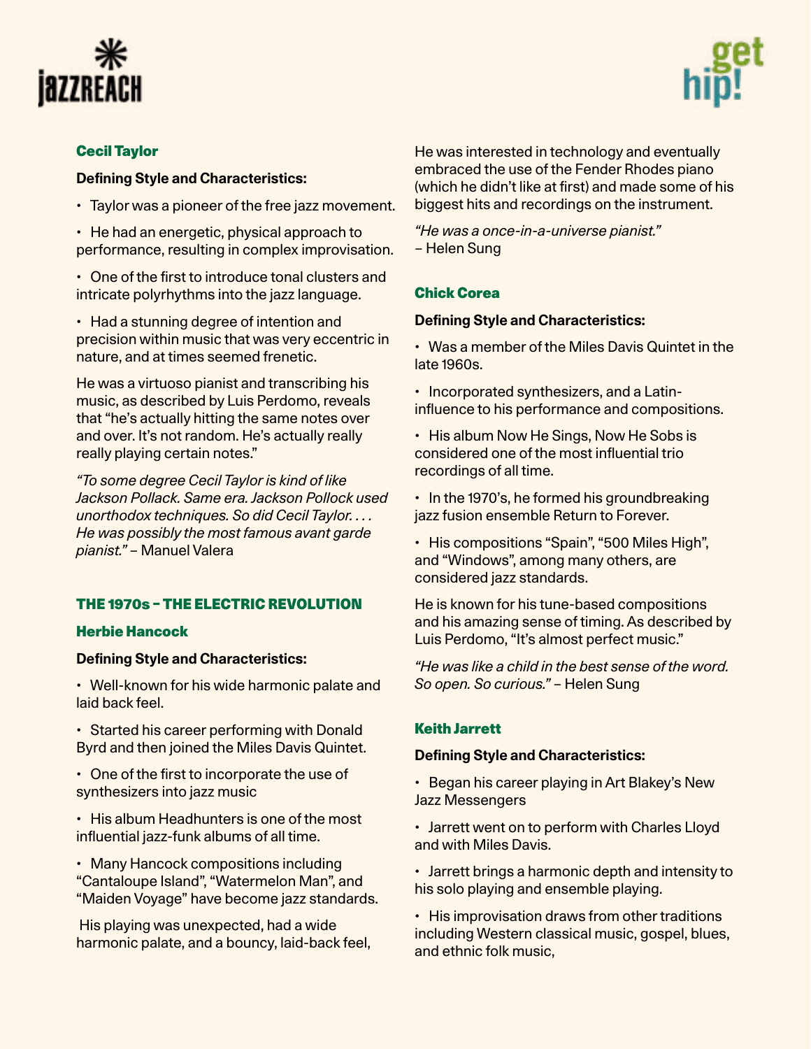### Cecil Taylor

**Defining Style and Characteristics:**

- Taylor was a pioneer of the free jazz movement.
- He had an energetic, physical approach to performance, resulting in complex improvisation.
- One of the first to introduce tonal clusters and intricate polyrhythms into the jazz language.
- Had a stunning degree of intention and precision within music that was very eccentric in nature, and at times seemed frenetic.

He was a virtuoso pianist and transcribing his music, as described by Luis Perdomo, reveals that "he's actually hitting the same notes over and over. It's not random. He's actually really really playing certain notes."

*"To some degree Cecil Taylor is kind of like Jackson Pollack. Same era. Jackson Pollock used unorthodox techniques. So did Cecil Taylor. . . . He was possibly the most famous avant garde pianist."* – Manuel Valera

## THE 1970s – THE ELECTRIC REVOLUTION

### Herbie Hancock

**Defining Style and Characteristics:**

- Well-known for his wide harmonic palate and laid back feel.
- Started his career performing with Donald Byrd and then joined the Miles Davis Quintet.
- One of the first to incorporate the use of synthesizers into jazz music
- His album Headhunters is one of the most influential jazz-funk albums of all time.
- Many Hancock compositions including "Cantaloupe Island", "Watermelon Man", and "Maiden Voyage" have become jazz standards.

His playing was unexpected, had a wide harmonic palate, and a bouncy, laid-back feel, He was interested in technology and eventually embraced the use of the Fender Rhodes piano (which he didn't like at first) and made some of his biggest hits and recordings on the instrument.

*"He was a once-in-a-universe pianist."* – Helen Sung

### Chick Corea

**Defining Style and Characteristics:**

- Was a member of the Miles Davis Quintet in the late 1960s.
- Incorporated synthesizers, and a Latin-influence to his performance and compositions.
- His album Now He Sings, Now He Sobs is considered one of the most influential trio recordings of all time.
- In the 1970's, he formed his groundbreaking jazz fusion ensemble Return to Forever.
- His compositions "Spain", "500 Miles High", and "Windows", among many others, are considered jazz standards.

He is known for his tune-based compositions and his amazing sense of timing. As described by Luis Perdomo, "It's almost perfect music."

*"He was like a child in the best sense of the word. So open. So curious."* – Helen Sung

### Keith Jarrett

**Defining Style and Characteristics:**

- Began his career playing in Art Blakey's New Jazz Messengers
- Jarrett went on to perform with Charles Lloyd and with Miles Davis.
- Jarrett brings a harmonic depth and intensity to his solo playing and ensemble playing.
- His improvisation draws from other traditions including Western classical music, gospel, blues, and ethnic folk music,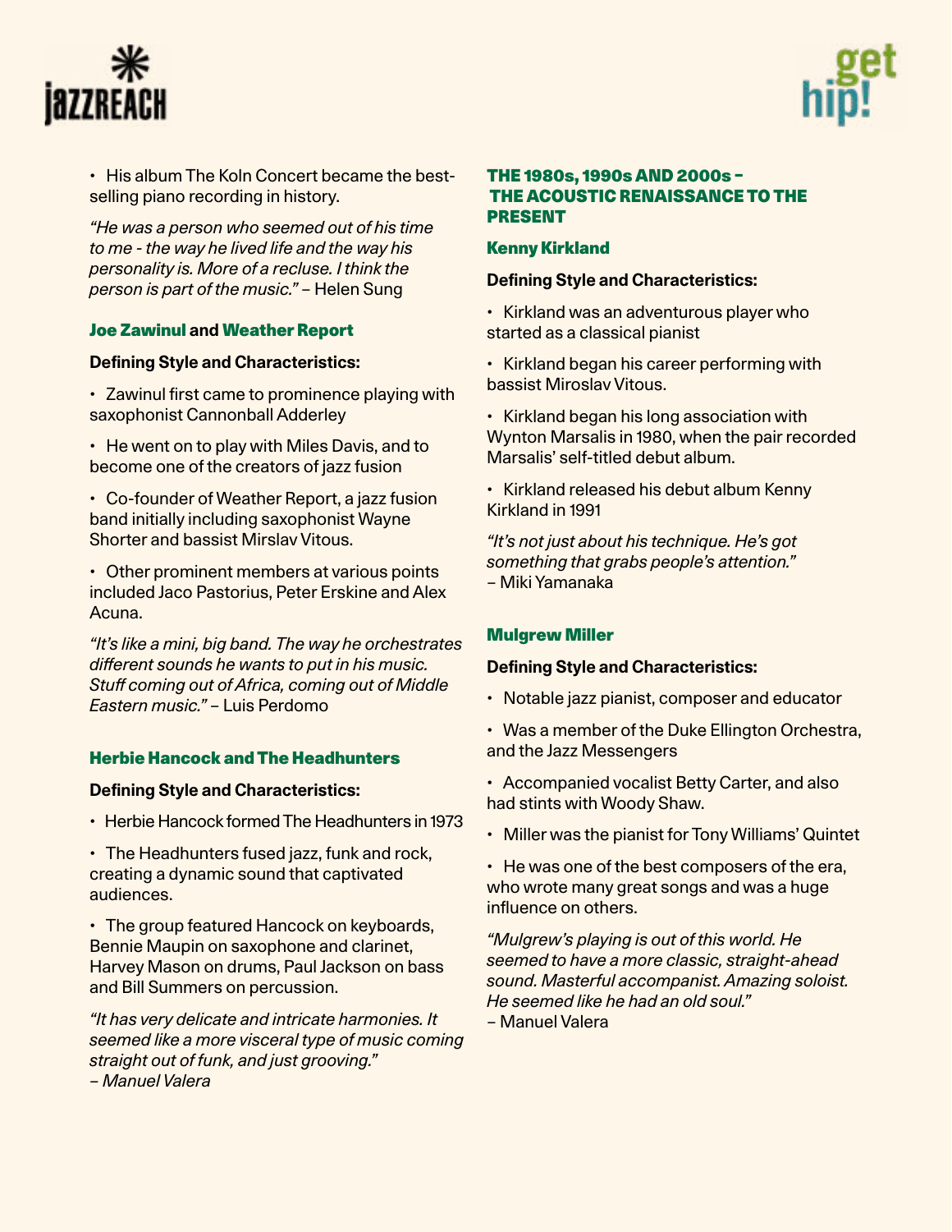- His album The Koln Concert became the best-selling piano recording in history.

*"He was a person who seemed out of his time to me - the way he lived life and the way his personality is. More of a recluse. I think the person is part of the music."* – Helen Sung

### Joe Zawinul and Weather Report

**Defining Style and Characteristics:**

- Zawinul first came to prominence playing with saxophonist Cannonball Adderley
- He went on to play with Miles Davis, and to become one of the creators of jazz fusion
- Co-founder of Weather Report, a jazz fusion band initially including saxophonist Wayne Shorter and bassist Mirslav Vitous.
- Other prominent members at various points included Jaco Pastorius, Peter Erskine and Alex Acuna.

*"It's like a mini, big band. The way he orchestrates different sounds he wants to put in his music. Stuff coming out of Africa, coming out of Middle Eastern music."* – Luis Perdomo

### Herbie Hancock and The Headhunters

**Defining Style and Characteristics:**

- Herbie Hancock formed The Headhunters in 1973
- The Headhunters fused jazz, funk and rock, creating a dynamic sound that captivated audiences.
- The group featured Hancock on keyboards, Bennie Maupin on saxophone and clarinet, Harvey Mason on drums, Paul Jackson on bass and Bill Summers on percussion.

*"It has very delicate and intricate harmonies. It seemed like a more visceral type of music coming straight out of funk, and just grooving."*
*– Manuel Valera*

## THE 1980s, 1990s AND 2000s – THE ACOUSTIC RENAISSANCE TO THE PRESENT

### Kenny Kirkland

**Defining Style and Characteristics:**

- Kirkland was an adventurous player who started as a classical pianist
- Kirkland began his career performing with bassist Miroslav Vitous.
- Kirkland began his long association with Wynton Marsalis in 1980, when the pair recorded Marsalis' self-titled debut album.
- Kirkland released his debut album Kenny Kirkland in 1991

*"It's not just about his technique. He's got something that grabs people's attention."*
– Miki Yamanaka

### Mulgrew Miller

**Defining Style and Characteristics:**

- Notable jazz pianist, composer and educator
- Was a member of the Duke Ellington Orchestra, and the Jazz Messengers
- Accompanied vocalist Betty Carter, and also had stints with Woody Shaw.
- Miller was the pianist for Tony Williams' Quintet
- He was one of the best composers of the era, who wrote many great songs and was a huge influence on others.

*"Mulgrew's playing is out of this world. He seemed to have a more classic, straight-ahead sound. Masterful accompanist. Amazing soloist. He seemed like he had an old soul."*
– Manuel Valera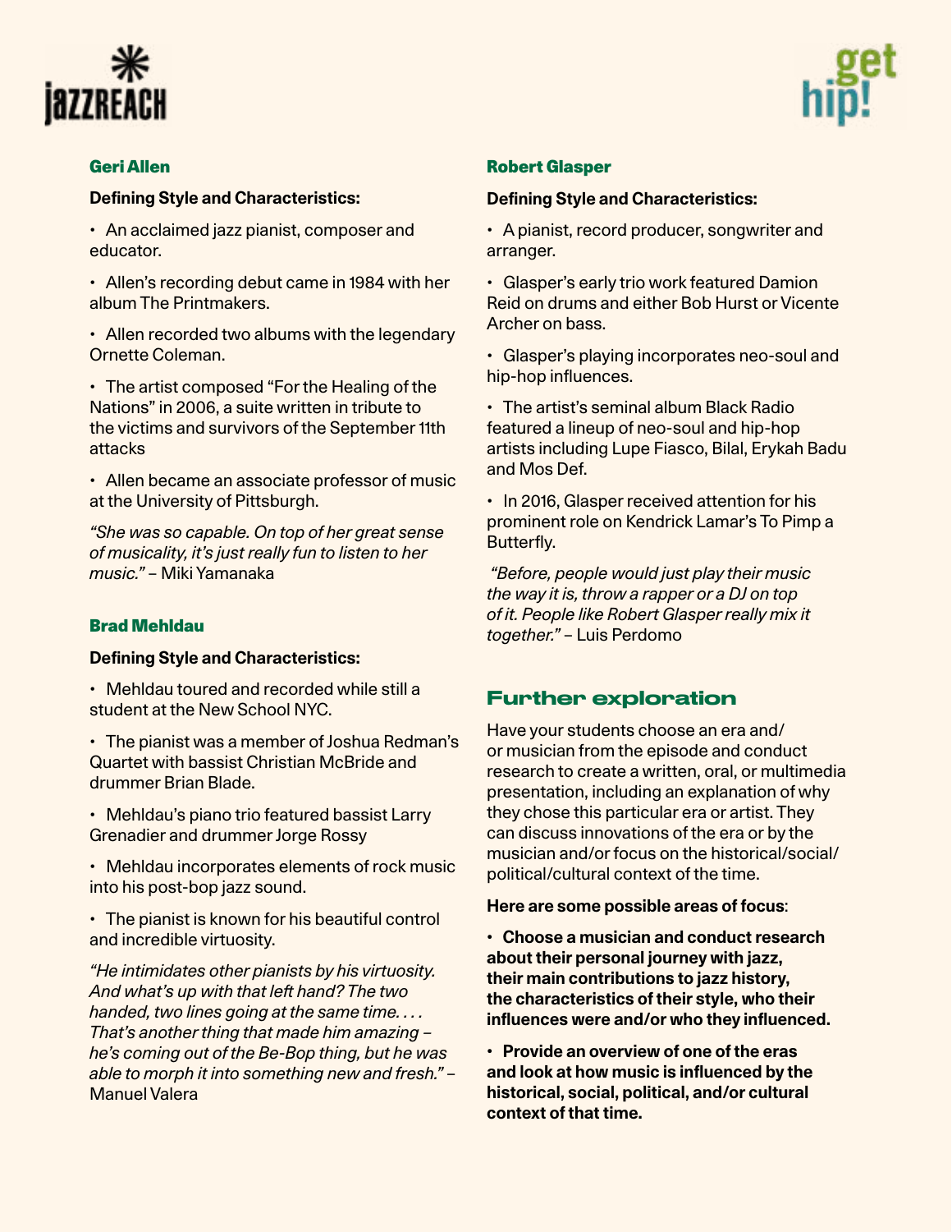### Geri Allen

**Defining Style and Characteristics:**

- An acclaimed jazz pianist, composer and educator.
- Allen's recording debut came in 1984 with her album The Printmakers.
- Allen recorded two albums with the legendary Ornette Coleman.
- The artist composed "For the Healing of the Nations" in 2006, a suite written in tribute to the victims and survivors of the September 11th attacks
- Allen became an associate professor of music at the University of Pittsburgh.

*"She was so capable. On top of her great sense of musicality, it's just really fun to listen to her music."* – Miki Yamanaka

### Brad Mehldau

**Defining Style and Characteristics:**

- Mehldau toured and recorded while still a student at the New School NYC.
- The pianist was a member of Joshua Redman's Quartet with bassist Christian McBride and drummer Brian Blade.
- Mehldau's piano trio featured bassist Larry Grenadier and drummer Jorge Rossy
- Mehldau incorporates elements of rock music into his post-bop jazz sound.
- The pianist is known for his beautiful control and incredible virtuosity.

*"He intimidates other pianists by his virtuosity. And what's up with that left hand? The two handed, two lines going at the same time. . . . That's another thing that made him amazing – he's coming out of the Be-Bop thing, but he was able to morph it into something new and fresh."* – Manuel Valera

### Robert Glasper

**Defining Style and Characteristics:**

- A pianist, record producer, songwriter and arranger.
- Glasper's early trio work featured Damion Reid on drums and either Bob Hurst or Vicente Archer on bass.
- Glasper's playing incorporates neo-soul and hip-hop influences.
- The artist's seminal album Black Radio featured a lineup of neo-soul and hip-hop artists including Lupe Fiasco, Bilal, Erykah Badu and Mos Def.
- In 2016, Glasper received attention for his prominent role on Kendrick Lamar's To Pimp a Butterfly.

*"Before, people would just play their music the way it is, throw a rapper or a DJ on top of it. People like Robert Glasper really mix it together."* – Luis Perdomo

## Further exploration

Have your students choose an era and/or musician from the episode and conduct research to create a written, oral, or multimedia presentation, including an explanation of why they chose this particular era or artist. They can discuss innovations of the era or by the musician and/or focus on the historical/social/political/cultural context of the time.

**Here are some possible areas of focus**:

- **Choose a musician and conduct research about their personal journey with jazz, their main contributions to jazz history, the characteristics of their style, who their influences were and/or who they influenced.**
- **Provide an overview of one of the eras and look at how music is influenced by the historical, social, political, and/or cultural context of that time.**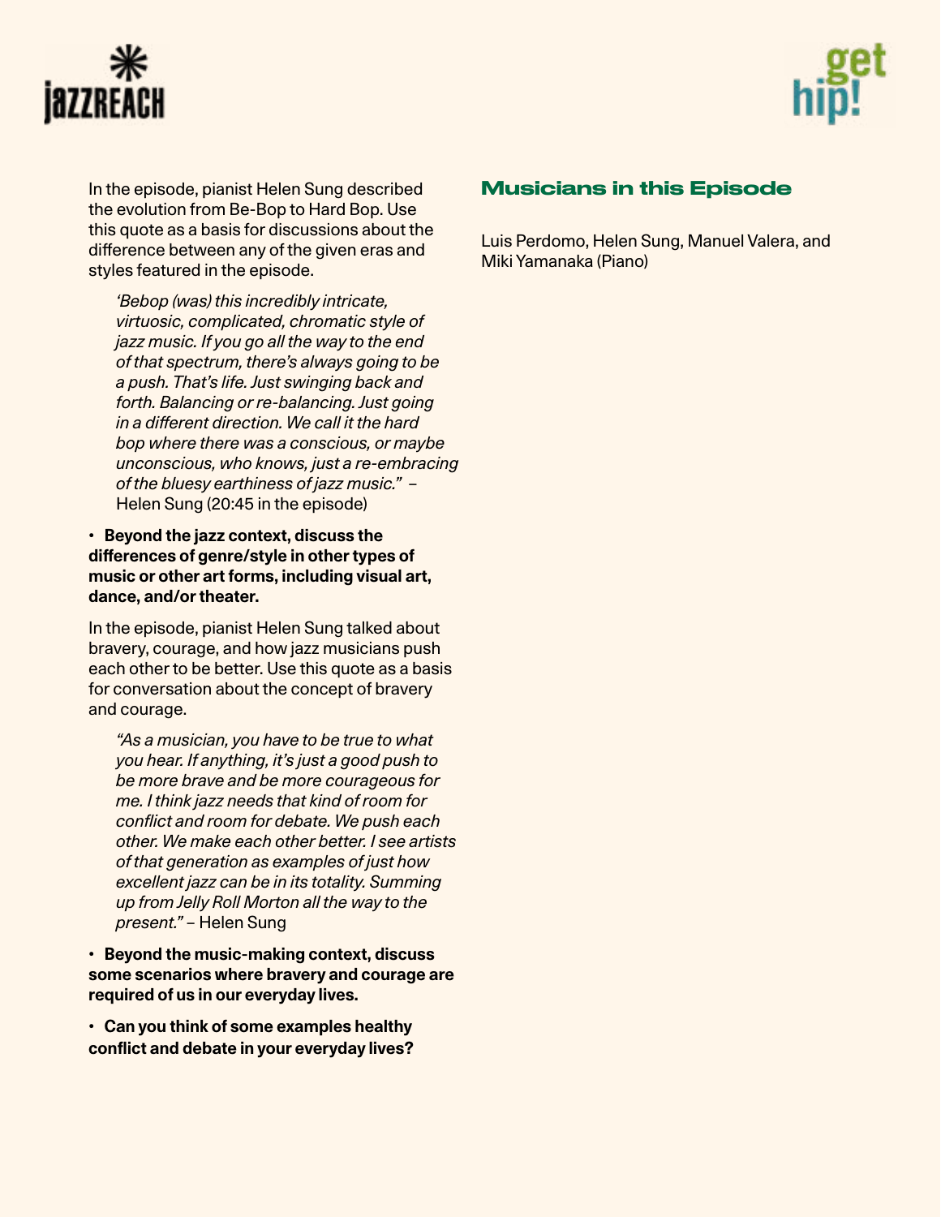In the episode, pianist Helen Sung described the evolution from Be-Bop to Hard Bop. Use this quote as a basis for discussions about the difference between any of the given eras and styles featured in the episode.

> *'Bebop (was) this incredibly intricate, virtuosic, complicated, chromatic style of jazz music. If you go all the way to the end of that spectrum, there's always going to be a push. That's life. Just swinging back and forth. Balancing or re-balancing. Just going in a different direction. We call it the hard bop where there was a conscious, or maybe unconscious, who knows, just a re-embracing of the bluesy earthiness of jazz music."* – Helen Sung (20:45 in the episode)

- **Beyond the jazz context, discuss the differences of genre/style in other types of music or other art forms, including visual art, dance, and/or theater.**

In the episode, pianist Helen Sung talked about bravery, courage, and how jazz musicians push each other to be better. Use this quote as a basis for conversation about the concept of bravery and courage.

> *"As a musician, you have to be true to what you hear. If anything, it's just a good push to be more brave and be more courageous for me. I think jazz needs that kind of room for conflict and room for debate. We push each other. We make each other better. I see artists of that generation as examples of just how excellent jazz can be in its totality. Summing up from Jelly Roll Morton all the way to the present."* – Helen Sung

- **Beyond the music-making context, discuss some scenarios where bravery and courage are required of us in our everyday lives.**

- **Can you think of some examples healthy conflict and debate in your everyday lives?**

## Musicians in this Episode

Luis Perdomo, Helen Sung, Manuel Valera, and Miki Yamanaka (Piano)